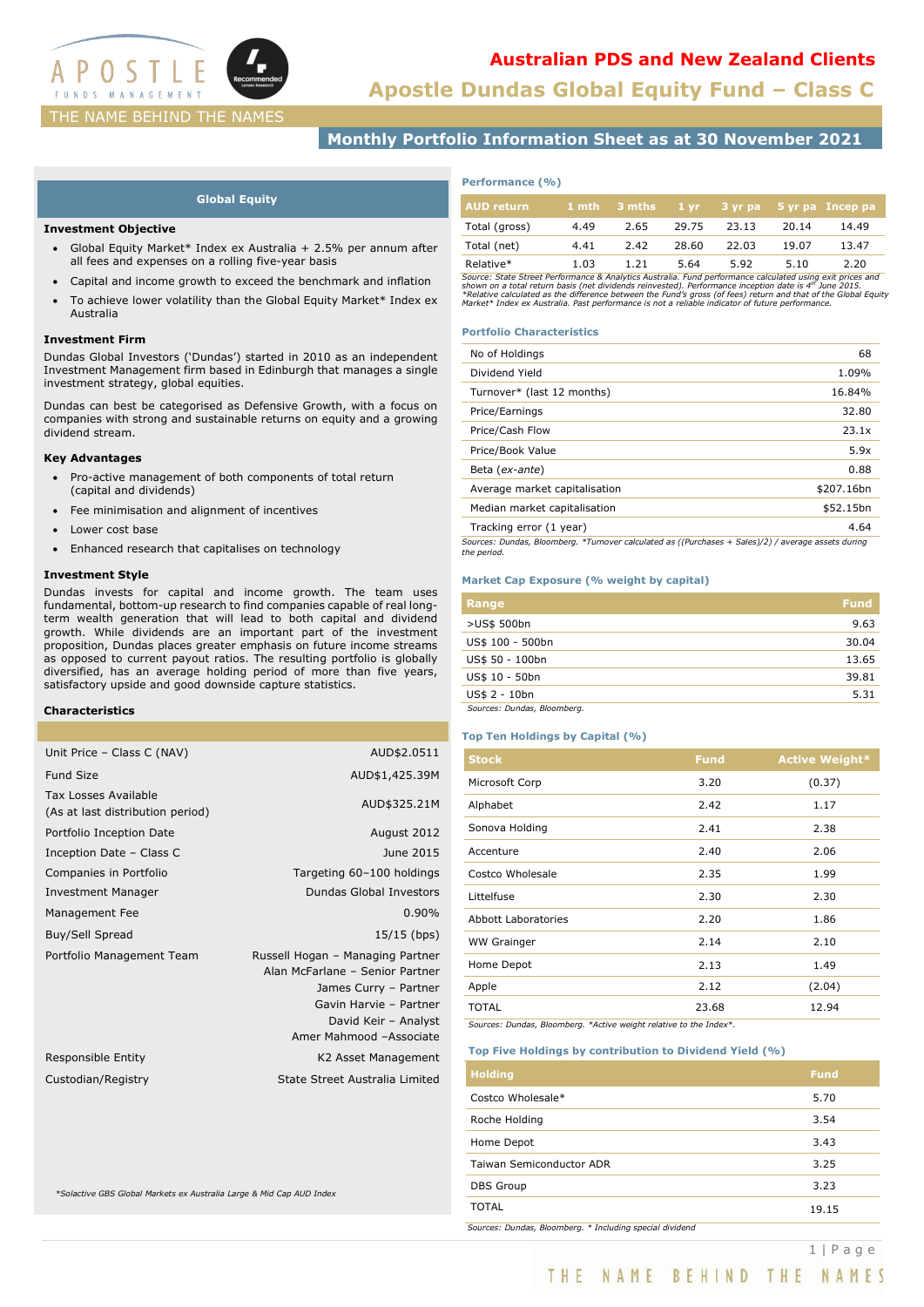# Australian PDS and New Zealand Clients

# Apostle Dundas Global Equity Fund – Class C

THE NAME BEHIND THE NAMES

## Monthly Portfolio Information Sheet as at 30 November 2021

### Global Equity

**Investment Objective**

- Global Equity Market* Index ex Australia + 2.5% per annum after all fees and expenses on a rolling five-year basis
- Capital and income growth to exceed the benchmark and inflation
- To achieve lower volatility than the Global Equity Market* Index ex Australia

**Investment Firm**

Dundas Global Investors ('Dundas') started in 2010 as an independent Investment Management firm based in Edinburgh that manages a single investment strategy, global equities.

Dundas can best be categorised as Defensive Growth, with a focus on companies with strong and sustainable returns on equity and a growing dividend stream.

**Key Advantages**

- Pro-active management of both components of total return (capital and dividends)
- Fee minimisation and alignment of incentives
- Lower cost base
- Enhanced research that capitalises on technology

**Investment Style**

Dundas invests for capital and income growth. The team uses fundamental, bottom-up research to find companies capable of real long-term wealth generation that will lead to both capital and dividend growth. While dividends are an important part of the investment proposition, Dundas places greater emphasis on future income streams as opposed to current payout ratios. The resulting portfolio is globally diversified, has an average holding period of more than five years, satisfactory upside and good downside capture statistics.

**Characteristics**

| | |
|---|---|
| Unit Price – Class C (NAV) | AUD$2.0511 |
| Fund Size | AUD$1,425.39M |
| Tax Losses Available (As at last distribution period) | AUD$325.21M |
| Portfolio Inception Date | August 2012 |
| Inception Date – Class C | June 2015 |
| Companies in Portfolio | Targeting 60–100 holdings |
| Investment Manager | Dundas Global Investors |
| Management Fee | 0.90% |
| Buy/Sell Spread | 15/15 (bps) |
| Portfolio Management Team | Russell Hogan – Managing Partner<br>Alan McFarlane – Senior Partner<br>James Curry – Partner<br>Gavin Harvie – Partner<br>David Keir – Analyst<br>Amer Mahmood –Associate |
| Responsible Entity | K2 Asset Management |
| Custodian/Registry | State Street Australia Limited |

*Solactive GBS Global Markets ex Australia Large & Mid Cap AUD Index

### Performance (%)

| AUD return | 1 mth | 3 mths | 1 yr | 3 yr pa | 5 yr pa | Incep pa |
|---|---|---|---|---|---|---|
| Total (gross) | 4.49 | 2.65 | 29.75 | 23.13 | 20.14 | 14.49 |
| Total (net) | 4.41 | 2.42 | 28.60 | 22.03 | 19.07 | 13.47 |
| Relative* | 1.03 | 1.21 | 5.64 | 5.92 | 5.10 | 2.20 |

*Source: State Street Performance & Analytics Australia. Fund performance calculated using exit prices and shown on a total return basis (net dividends reinvested). Performance inception date is 4th June 2015. *Relative calculated as the difference between the Fund's gross (of fees) return and that of the Global Equity Market* Index ex Australia. Past performance is not a reliable indicator of future performance.*

### Portfolio Characteristics

| | |
|---|---|
| No of Holdings | 68 |
| Dividend Yield | 1.09% |
| Turnover* (last 12 months) | 16.84% |
| Price/Earnings | 32.80 |
| Price/Cash Flow | 23.1x |
| Price/Book Value | 5.9x |
| Beta (*ex-ante*) | 0.88 |
| Average market capitalisation | $207.16bn |
| Median market capitalisation | $52.15bn |
| Tracking error (1 year) | 4.64 |

*Sources: Dundas, Bloomberg. *Turnover calculated as ((Purchases + Sales)/2) / average assets during the period.*

### Market Cap Exposure (% weight by capital)

| Range | Fund |
|---|---|
| >US$ 500bn | 9.63 |
| US$ 100 - 500bn | 30.04 |
| US$ 50 - 100bn | 13.65 |
| US$ 10 - 50bn | 39.81 |
| US$ 2 - 10bn | 5.31 |

*Sources: Dundas, Bloomberg.*

### Top Ten Holdings by Capital (%)

| Stock | Fund | Active Weight* |
|---|---|---|
| Microsoft Corp | 3.20 | (0.37) |
| Alphabet | 2.42 | 1.17 |
| Sonova Holding | 2.41 | 2.38 |
| Accenture | 2.40 | 2.06 |
| Costco Wholesale | 2.35 | 1.99 |
| Littelfuse | 2.30 | 2.30 |
| Abbott Laboratories | 2.20 | 1.86 |
| WW Grainger | 2.14 | 2.10 |
| Home Depot | 2.13 | 1.49 |
| Apple | 2.12 | (2.04) |
| TOTAL | 23.68 | 12.94 |

*Sources: Dundas, Bloomberg. *Active weight relative to the Index*.*

### Top Five Holdings by contribution to Dividend Yield (%)

| Holding | Fund |
|---|---|
| Costco Wholesale* | 5.70 |
| Roche Holding | 3.54 |
| Home Depot | 3.43 |
| Taiwan Semiconductor ADR | 3.25 |
| DBS Group | 3.23 |
| TOTAL | 19.15 |

*Sources: Dundas, Bloomberg. * Including special dividend*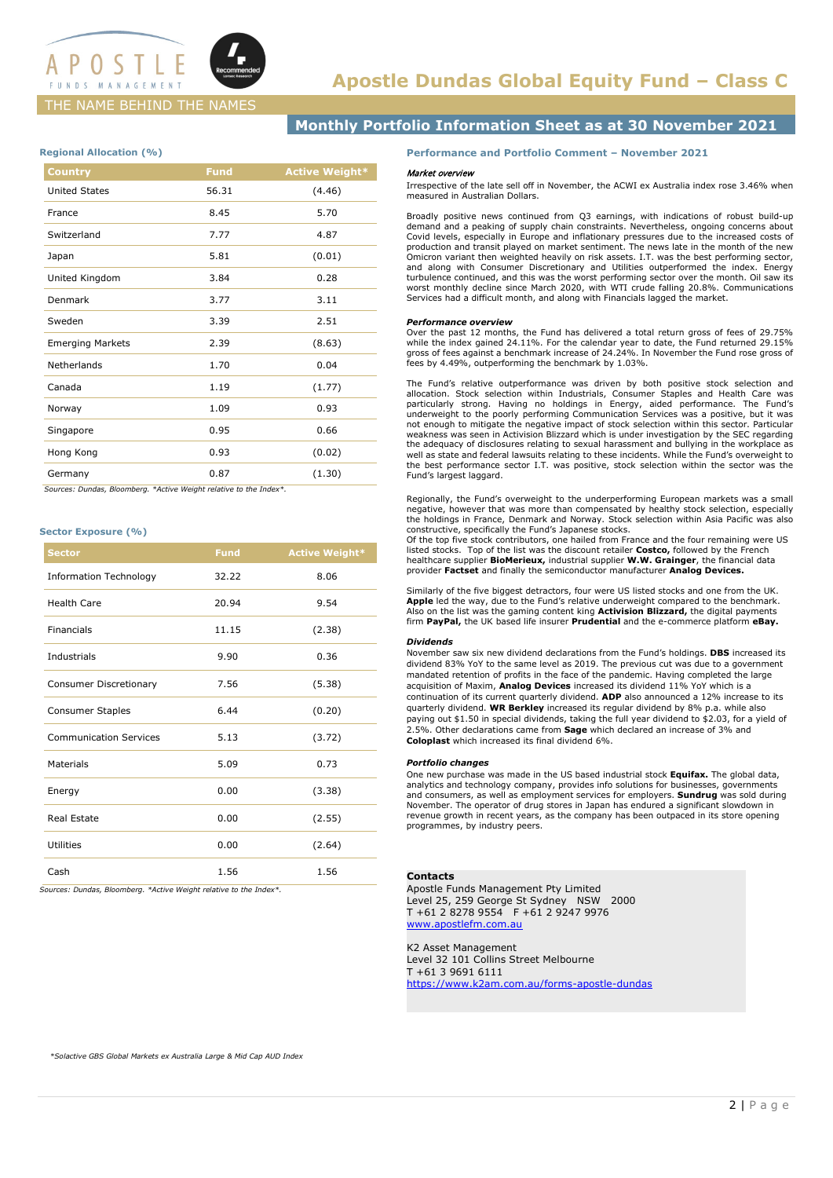# Apostle Dundas Global Equity Fund – Class C

THE NAME BEHIND THE NAMES

## Monthly Portfolio Information Sheet as at 30 November 2021

### Regional Allocation (%)

| Country | Fund | Active Weight* |
|---|---|---|
| United States | 56.31 | (4.46) |
| France | 8.45 | 5.70 |
| Switzerland | 7.77 | 4.87 |
| Japan | 5.81 | (0.01) |
| United Kingdom | 3.84 | 0.28 |
| Denmark | 3.77 | 3.11 |
| Sweden | 3.39 | 2.51 |
| Emerging Markets | 2.39 | (8.63) |
| Netherlands | 1.70 | 0.04 |
| Canada | 1.19 | (1.77) |
| Norway | 1.09 | 0.93 |
| Singapore | 0.95 | 0.66 |
| Hong Kong | 0.93 | (0.02) |
| Germany | 0.87 | (1.30) |

*Sources: Dundas, Bloomberg. *Active Weight relative to the Index*.*

### Sector Exposure (%)

| Sector | Fund | Active Weight* |
|---|---|---|
| Information Technology | 32.22 | 8.06 |
| Health Care | 20.94 | 9.54 |
| Financials | 11.15 | (2.38) |
| Industrials | 9.90 | 0.36 |
| Consumer Discretionary | 7.56 | (5.38) |
| Consumer Staples | 6.44 | (0.20) |
| Communication Services | 5.13 | (3.72) |
| Materials | 5.09 | 0.73 |
| Energy | 0.00 | (3.38) |
| Real Estate | 0.00 | (2.55) |
| Utilities | 0.00 | (2.64) |
| Cash | 1.56 | 1.56 |

*Sources: Dundas, Bloomberg. *Active Weight relative to the Index*.*

### Performance and Portfolio Comment – November 2021

*Market overview*

Irrespective of the late sell off in November, the ACWI ex Australia index rose 3.46% when measured in Australian Dollars.

Broadly positive news continued from Q3 earnings, with indications of robust build-up demand and a peaking of supply chain constraints. Nevertheless, ongoing concerns about Covid levels, especially in Europe and inflationary pressures due to the increased costs of production and transit played on market sentiment. The news late in the month of the new Omicron variant then weighted heavily on risk assets. I.T. was the best performing sector, and along with Consumer Discretionary and Utilities outperformed the index. Energy turbulence continued, and this was the worst performing sector over the month. Oil saw its worst monthly decline since March 2020, with WTI crude falling 20.8%. Communications Services had a difficult month, and along with Financials lagged the market.

***Performance overview***

Over the past 12 months, the Fund has delivered a total return gross of fees of 29.75% while the index gained 24.11%. For the calendar year to date, the Fund returned 29.15% gross of fees against a benchmark increase of 24.24%. In November the Fund rose gross of fees by 4.49%, outperforming the benchmark by 1.03%.

The Fund's relative outperformance was driven by both positive stock selection and allocation. Stock selection within Industrials, Consumer Staples and Health Care was particularly strong. Having no holdings in Energy, aided performance. The Fund's underweight to the poorly performing Communication Services was a positive, but it was not enough to mitigate the negative impact of stock selection within this sector. Particular weakness was seen in Activision Blizzard which is under investigation by the SEC regarding the adequacy of disclosures relating to sexual harassment and bullying in the workplace as well as state and federal lawsuits relating to these incidents. While the Fund's overweight to the best performance sector I.T. was positive, stock selection within the sector was the Fund's largest laggard.

Regionally, the Fund's overweight to the underperforming European markets was a small negative, however that was more than compensated by healthy stock selection, especially the holdings in France, Denmark and Norway. Stock selection within Asia Pacific was also constructive, specifically the Fund's Japanese stocks.
Of the top five stock contributors, one hailed from France and the four remaining were US listed stocks. Top of the list was the discount retailer **Costco,** followed by the French healthcare supplier **BioMerieux,** industrial supplier **W.W. Grainger**, the financial data provider **Factset** and finally the semiconductor manufacturer **Analog Devices.**

Similarly of the five biggest detractors, four were US listed stocks and one from the UK. **Apple** led the way, due to the Fund's relative underweight compared to the benchmark. Also on the list was the gaming content king **Activision Blizzard,** the digital payments firm **PayPal,** the UK based life insurer **Prudential** and the e-commerce platform **eBay.**

***Dividends***

November saw six new dividend declarations from the Fund's holdings. **DBS** increased its dividend 83% YoY to the same level as 2019. The previous cut was due to a government mandated retention of profits in the face of the pandemic. Having completed the large acquisition of Maxim, **Analog Devices** increased its dividend 11% YoY which is a continuation of its current quarterly dividend. **ADP** also announced a 12% increase to its quarterly dividend. **WR Berkley** increased its regular dividend by 8% p.a. while also paying out $1.50 in special dividends, taking the full year dividend to $2.03, for a yield of 2.5%. Other declarations came from **Sage** which declared an increase of 3% and **Coloplast** which increased its final dividend 6%.

***Portfolio changes***

One new purchase was made in the US based industrial stock **Equifax.** The global data, analytics and technology company, provides info solutions for businesses, governments and consumers, as well as employment services for employers. **Sundrug** was sold during November. The operator of drug stores in Japan has endured a significant slowdown in revenue growth in recent years, as the company has been outpaced in its store opening programmes, by industry peers.

**Contacts**

Apostle Funds Management Pty Limited
Level 25, 259 George St Sydney NSW 2000
T +61 2 8278 9554 F +61 2 9247 9976
www.apostlefm.com.au

K2 Asset Management
Level 32 101 Collins Street Melbourne
T +61 3 9691 6111
https://www.k2am.com.au/forms-apostle-dundas

*\*Solactive GBS Global Markets ex Australia Large & Mid Cap AUD Index*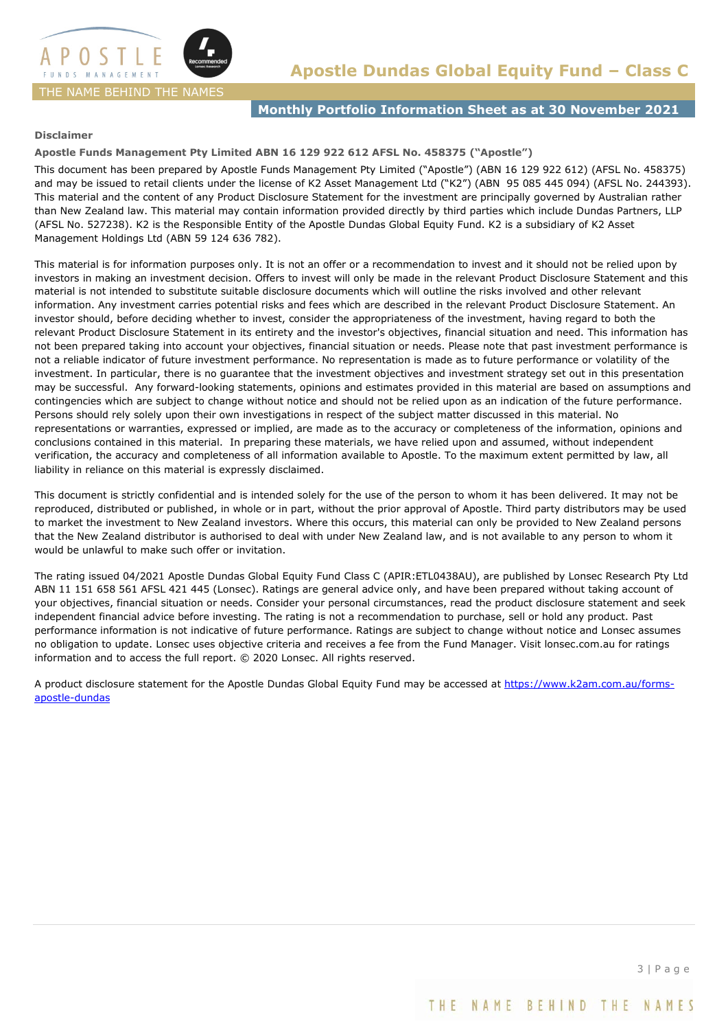# Apostle Dundas Global Equity Fund – Class C

## Monthly Portfolio Information Sheet as at 30 November 2021

### Disclaimer

**Apostle Funds Management Pty Limited ABN 16 129 922 612 AFSL No. 458375 ("Apostle")**

This document has been prepared by Apostle Funds Management Pty Limited ("Apostle") (ABN 16 129 922 612) (AFSL No. 458375) and may be issued to retail clients under the license of K2 Asset Management Ltd ("K2") (ABN 95 085 445 094) (AFSL No. 244393). This material and the content of any Product Disclosure Statement for the investment are principally governed by Australian rather than New Zealand law. This material may contain information provided directly by third parties which include Dundas Partners, LLP (AFSL No. 527238). K2 is the Responsible Entity of the Apostle Dundas Global Equity Fund. K2 is a subsidiary of K2 Asset Management Holdings Ltd (ABN 59 124 636 782).

This material is for information purposes only. It is not an offer or a recommendation to invest and it should not be relied upon by investors in making an investment decision. Offers to invest will only be made in the relevant Product Disclosure Statement and this material is not intended to substitute suitable disclosure documents which will outline the risks involved and other relevant information. Any investment carries potential risks and fees which are described in the relevant Product Disclosure Statement. An investor should, before deciding whether to invest, consider the appropriateness of the investment, having regard to both the relevant Product Disclosure Statement in its entirety and the investor's objectives, financial situation and need. This information has not been prepared taking into account your objectives, financial situation or needs. Please note that past investment performance is not a reliable indicator of future investment performance. No representation is made as to future performance or volatility of the investment. In particular, there is no guarantee that the investment objectives and investment strategy set out in this presentation may be successful. Any forward-looking statements, opinions and estimates provided in this material are based on assumptions and contingencies which are subject to change without notice and should not be relied upon as an indication of the future performance. Persons should rely solely upon their own investigations in respect of the subject matter discussed in this material. No representations or warranties, expressed or implied, are made as to the accuracy or completeness of the information, opinions and conclusions contained in this material. In preparing these materials, we have relied upon and assumed, without independent verification, the accuracy and completeness of all information available to Apostle. To the maximum extent permitted by law, all liability in reliance on this material is expressly disclaimed.

This document is strictly confidential and is intended solely for the use of the person to whom it has been delivered. It may not be reproduced, distributed or published, in whole or in part, without the prior approval of Apostle. Third party distributors may be used to market the investment to New Zealand investors. Where this occurs, this material can only be provided to New Zealand persons that the New Zealand distributor is authorised to deal with under New Zealand law, and is not available to any person to whom it would be unlawful to make such offer or invitation.

The rating issued 04/2021 Apostle Dundas Global Equity Fund Class C (APIR:ETL0438AU), are published by Lonsec Research Pty Ltd ABN 11 151 658 561 AFSL 421 445 (Lonsec). Ratings are general advice only, and have been prepared without taking account of your objectives, financial situation or needs. Consider your personal circumstances, read the product disclosure statement and seek independent financial advice before investing. The rating is not a recommendation to purchase, sell or hold any product. Past performance information is not indicative of future performance. Ratings are subject to change without notice and Lonsec assumes no obligation to update. Lonsec uses objective criteria and receives a fee from the Fund Manager. Visit lonsec.com.au for ratings information and to access the full report. © 2020 Lonsec. All rights reserved.

A product disclosure statement for the Apostle Dundas Global Equity Fund may be accessed at [https://www.k2am.com.au/forms-apostle-dundas](https://www.k2am.com.au/forms-apostle-dundas)